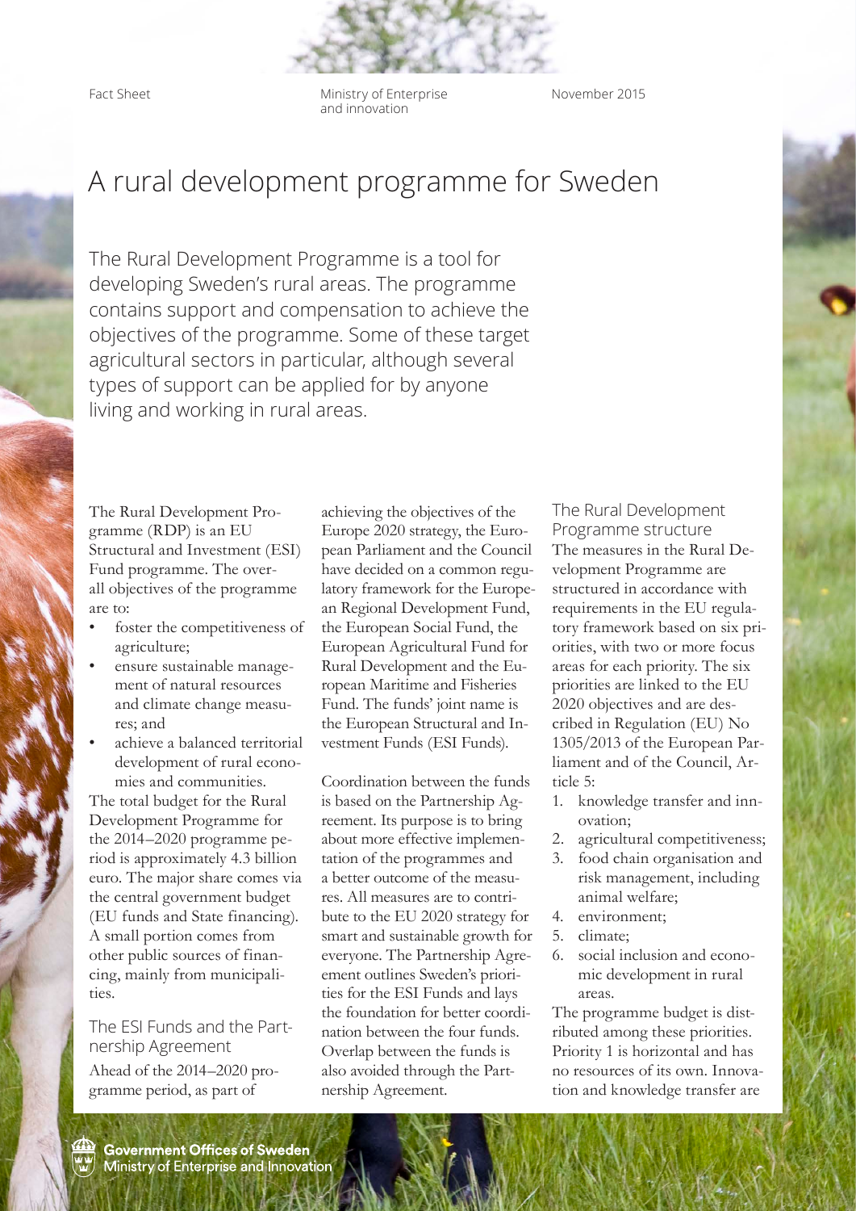Fact Sheet

Ministry of Enterprise and innovation

November 2015

# A rural development programme for Sweden

The Rural Development Programme is a tool for developing Sweden's rural areas. The programme contains support and compensation to achieve the objectives of the programme. Some of these target agricultural sectors in particular, although several types of support can be applied for by anyone living and working in rural areas.

The Rural Development Programme (RDP) is an EU Structural and Investment (ESI) Fund programme. The overall objectives of the programme are to:

- foster the competitiveness of agriculture;
- ensure sustainable management of natural resources and climate change measures; and
- achieve a balanced territorial development of rural economies and communities.

The total budget for the Rural Development Programme for the 2014–2020 programme period is approximately 4.3 billion euro. The major share comes via the central government budget (EU funds and State financing). A small portion comes from other public sources of financing, mainly from municipalities.

## The ESI Funds and the Partnership Agreement

Ahead of the 2014–2020 programme period, as part of achieving the objectives of the Europe 2020 strategy, the European Parliament and the Council have decided on a common regulatory framework for the European Regional Development Fund, the European Social Fund, the European Agricultural Fund for Rural Development and the European Maritime and Fisheries Fund. The funds' joint name is the European Structural and Investment Funds (ESI Funds).

Coordination between the funds is based on the Partnership Agreement. Its purpose is to bring about more effective implementation of the programmes and a better outcome of the measures. All measures are to contribute to the EU 2020 strategy for smart and sustainable growth for everyone. The Partnership Agreement outlines Sweden's priorities for the ESI Funds and lays the foundation for better coordination between the four funds. Overlap between the funds is also avoided through the Partnership Agreement.

## The Rural Development Programme structure

The measures in the Rural Development Programme are structured in accordance with requirements in the EU regulatory framework based on six priorities, with two or more focus areas for each priority. The six priorities are linked to the EU 2020 objectives and are described in Regulation (EU) No 1305/2013 of the European Parliament and of the Council, Article 5:

1. knowledge transfer and innovation;
2. agricultural competitiveness;
3. food chain organisation and risk management, including animal welfare;
4. environment;
5. climate;
6. social inclusion and economic development in rural areas.

The programme budget is distributed among these priorities. Priority 1 is horizontal and has no resources of its own. Innovation and knowledge transfer are

Government Offices of Sweden
Ministry of Enterprise and Innovation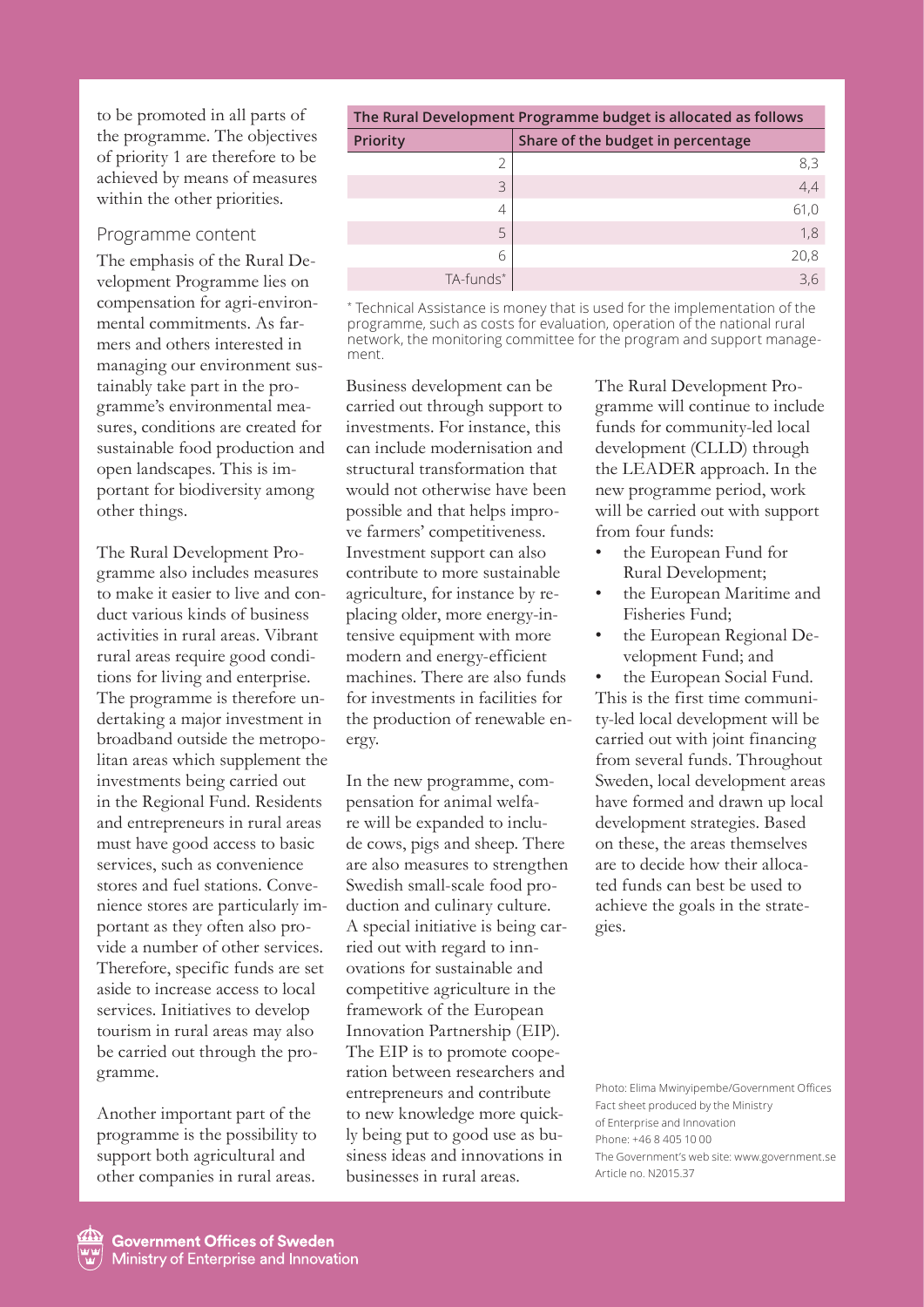to be promoted in all parts of the programme. The objectives of priority 1 are therefore to be achieved by means of measures within the other priorities.

## Programme content

The emphasis of the Rural Development Programme lies on compensation for agri-environmental commitments. As farmers and others interested in managing our environment sustainably take part in the programme's environmental measures, conditions are created for sustainable food production and open landscapes. This is important for biodiversity among other things.

The Rural Development Programme also includes measures to make it easier to live and conduct various kinds of business activities in rural areas. Vibrant rural areas require good conditions for living and enterprise. The programme is therefore undertaking a major investment in broadband outside the metropolitan areas which supplement the investments being carried out in the Regional Fund. Residents and entrepreneurs in rural areas must have good access to basic services, such as convenience stores and fuel stations. Convenience stores are particularly important as they often also provide a number of other services. Therefore, specific funds are set aside to increase access to local services. Initiatives to develop tourism in rural areas may also be carried out through the programme.

Another important part of the programme is the possibility to support both agricultural and other companies in rural areas.

**The Rural Development Programme budget is allocated as follows**

| Priority | Share of the budget in percentage |
|---|---|
| 2 | 8,3 |
| 3 | 4,4 |
| 4 | 61,0 |
| 5 | 1,8 |
| 6 | 20,8 |
| TA-funds* | 3,6 |

* Technical Assistance is money that is used for the implementation of the programme, such as costs for evaluation, operation of the national rural network, the monitoring committee for the program and support management.

Business development can be carried out through support to investments. For instance, this can include modernisation and structural transformation that would not otherwise have been possible and that helps improve farmers' competitiveness. Investment support can also contribute to more sustainable agriculture, for instance by replacing older, more energy-intensive equipment with more modern and energy-efficient machines. There are also funds for investments in facilities for the production of renewable energy.

In the new programme, compensation for animal welfare will be expanded to include cows, pigs and sheep. There are also measures to strengthen Swedish small-scale food production and culinary culture. A special initiative is being carried out with regard to innovations for sustainable and competitive agriculture in the framework of the European Innovation Partnership (EIP). The EIP is to promote cooperation between researchers and entrepreneurs and contribute to new knowledge more quickly being put to good use as business ideas and innovations in businesses in rural areas.

The Rural Development Programme will continue to include funds for community-led local development (CLLD) through the LEADER approach. In the new programme period, work will be carried out with support from four funds:

- the European Fund for Rural Development;
- the European Maritime and Fisheries Fund;
- the European Regional Development Fund; and
- the European Social Fund.

This is the first time community-led local development will be carried out with joint financing from several funds. Throughout Sweden, local development areas have formed and drawn up local development strategies. Based on these, the areas themselves are to decide how their allocated funds can best be used to achieve the goals in the strategies.

Photo: Elima Mwinyipembe/Government Offices
Fact sheet produced by the Ministry of Enterprise and Innovation
Phone: +46 8 405 10 00
The Government's web site: www.government.se
Article no. N2015.37

Government Offices of Sweden
Ministry of Enterprise and Innovation